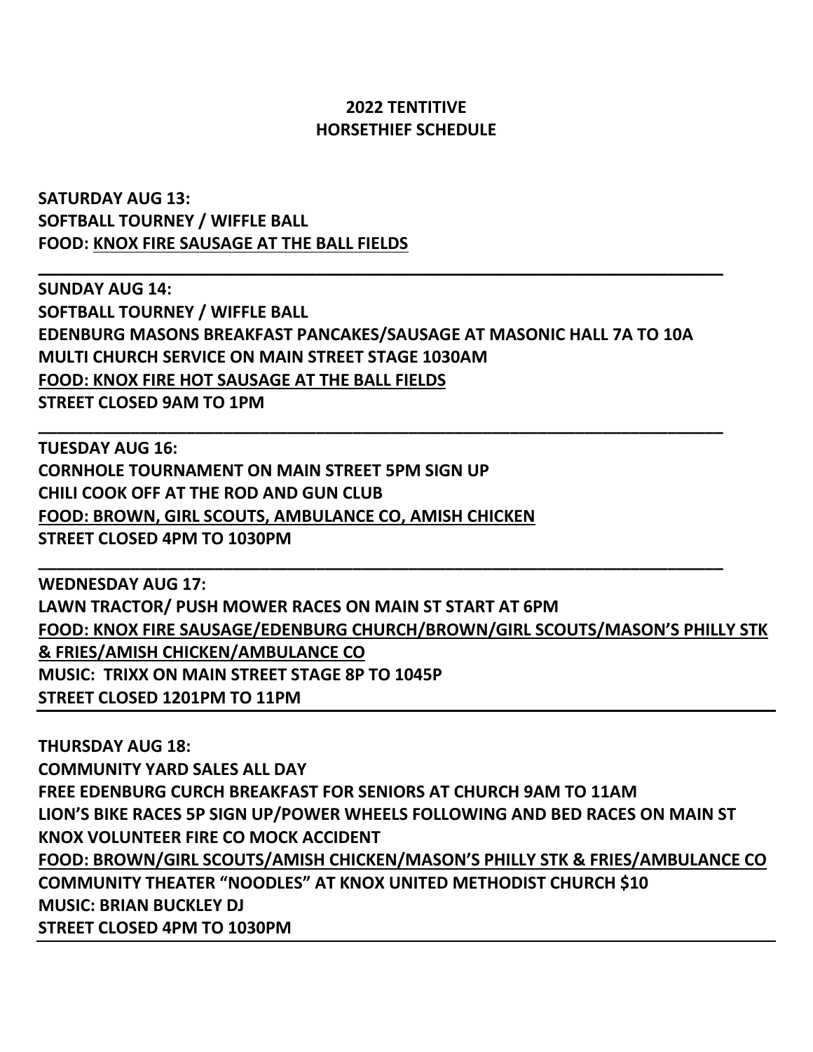# 2022 TENTITIVE
# HORSETHIEF SCHEDULE

**SATURDAY AUG 13:**
**SOFTBALL TOURNEY / WIFFLE BALL**
**FOOD: KNOX FIRE SAUSAGE AT THE BALL FIELDS**

---

**SUNDAY AUG 14:**
**SOFTBALL TOURNEY / WIFFLE BALL**
**EDENBURG MASONS BREAKFAST PANCAKES/SAUSAGE AT MASONIC HALL 7A TO 10A**
**MULTI CHURCH SERVICE ON MAIN STREET STAGE 1030AM**
**FOOD: KNOX FIRE HOT SAUSAGE AT THE BALL FIELDS**
**STREET CLOSED 9AM TO 1PM**

---

**TUESDAY AUG 16:**
**CORNHOLE TOURNAMENT ON MAIN STREET 5PM SIGN UP**
**CHILI COOK OFF AT THE ROD AND GUN CLUB**
**FOOD: BROWN, GIRL SCOUTS, AMBULANCE CO, AMISH CHICKEN**
**STREET CLOSED 4PM TO 1030PM**

---

**WEDNESDAY AUG 17:**
**LAWN TRACTOR/ PUSH MOWER RACES ON MAIN ST START AT 6PM**
**FOOD: KNOX FIRE SAUSAGE/EDENBURG CHURCH/BROWN/GIRL SCOUTS/MASON'S PHILLY STK & FRIES/AMISH CHICKEN/AMBULANCE CO**
**MUSIC: TRIXX ON MAIN STREET STAGE 8P TO 1045P**
**STREET CLOSED 1201PM TO 11PM**

---

**THURSDAY AUG 18:**
**COMMUNITY YARD SALES ALL DAY**
**FREE EDENBURG CURCH BREAKFAST FOR SENIORS AT CHURCH 9AM TO 11AM**
**LION'S BIKE RACES 5P SIGN UP/POWER WHEELS FOLLOWING AND BED RACES ON MAIN ST**
**KNOX VOLUNTEER FIRE CO MOCK ACCIDENT**
**FOOD: BROWN/GIRL SCOUTS/AMISH CHICKEN/MASON'S PHILLY STK & FRIES/AMBULANCE CO**
**COMMUNITY THEATER "NOODLES" AT KNOX UNITED METHODIST CHURCH $10**
**MUSIC: BRIAN BUCKLEY DJ**
**STREET CLOSED 4PM TO 1030PM**

---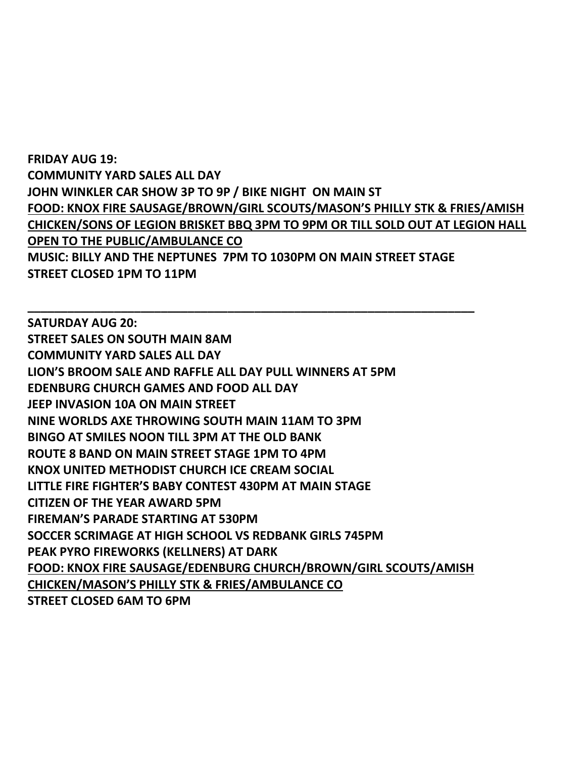**FRIDAY AUG 19:**
**COMMUNITY YARD SALES ALL DAY**
**JOHN WINKLER CAR SHOW 3P TO 9P / BIKE NIGHT ON MAIN ST**
**FOOD: KNOX FIRE SAUSAGE/BROWN/GIRL SCOUTS/MASON'S PHILLY STK & FRIES/AMISH CHICKEN/SONS OF LEGION BRISKET BBQ 3PM TO 9PM OR TILL SOLD OUT AT LEGION HALL OPEN TO THE PUBLIC/AMBULANCE CO**
**MUSIC: BILLY AND THE NEPTUNES 7PM TO 1030PM ON MAIN STREET STAGE**
**STREET CLOSED 1PM TO 11PM**

---

**SATURDAY AUG 20:**
**STREET SALES ON SOUTH MAIN 8AM**
**COMMUNITY YARD SALES ALL DAY**
**LION'S BROOM SALE AND RAFFLE ALL DAY PULL WINNERS AT 5PM**
**EDENBURG CHURCH GAMES AND FOOD ALL DAY**
**JEEP INVASION 10A ON MAIN STREET**
**NINE WORLDS AXE THROWING SOUTH MAIN 11AM TO 3PM**
**BINGO AT SMILES NOON TILL 3PM AT THE OLD BANK**
**ROUTE 8 BAND ON MAIN STREET STAGE 1PM TO 4PM**
**KNOX UNITED METHODIST CHURCH ICE CREAM SOCIAL**
**LITTLE FIRE FIGHTER'S BABY CONTEST 430PM AT MAIN STAGE**
**CITIZEN OF THE YEAR AWARD 5PM**
**FIREMAN'S PARADE STARTING AT 530PM**
**SOCCER SCRIMAGE AT HIGH SCHOOL VS REDBANK GIRLS 745PM**
**PEAK PYRO FIREWORKS (KELLNERS) AT DARK**
**FOOD: KNOX FIRE SAUSAGE/EDENBURG CHURCH/BROWN/GIRL SCOUTS/AMISH CHICKEN/MASON'S PHILLY STK & FRIES/AMBULANCE CO**
**STREET CLOSED 6AM TO 6PM**